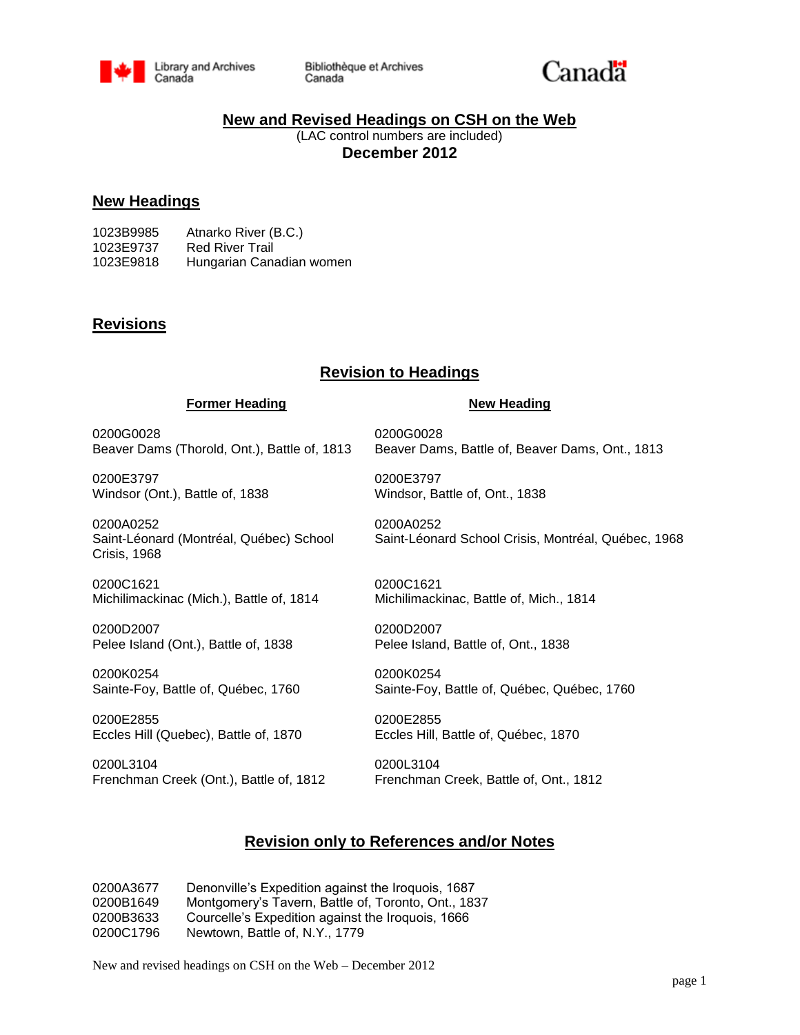Library and Archives Canada | Bibliothèque et Archives Canada | Canada

# New and Revised Headings on CSH on the Web

(LAC control numbers are included)

**December 2012**

## New Headings

| | |
|---|---|
| 1023B9985 | Atnarko River (B.C.) |
| 1023E9737 | Red River Trail |
| 1023E9818 | Hungarian Canadian women |

## Revisions

### Revision to Headings

| Former Heading | New Heading |
|---|---|
| 0200G0028<br>Beaver Dams (Thorold, Ont.), Battle of, 1813 | 0200G0028<br>Beaver Dams, Battle of, Beaver Dams, Ont., 1813 |
| 0200E3797<br>Windsor (Ont.), Battle of, 1838 | 0200E3797<br>Windsor, Battle of, Ont., 1838 |
| 0200A0252<br>Saint-Léonard (Montréal, Québec) School Crisis, 1968 | 0200A0252<br>Saint-Léonard School Crisis, Montréal, Québec, 1968 |
| 0200C1621<br>Michilimackinac (Mich.), Battle of, 1814 | 0200C1621<br>Michilimackinac, Battle of, Mich., 1814 |
| 0200D2007<br>Pelee Island (Ont.), Battle of, 1838 | 0200D2007<br>Pelee Island, Battle of, Ont., 1838 |
| 0200K0254<br>Sainte-Foy, Battle of, Québec, 1760 | 0200K0254<br>Sainte-Foy, Battle of, Québec, Québec, 1760 |
| 0200E2855<br>Eccles Hill (Quebec), Battle of, 1870 | 0200E2855<br>Eccles Hill, Battle of, Québec, 1870 |
| 0200L3104<br>Frenchman Creek (Ont.), Battle of, 1812 | 0200L3104<br>Frenchman Creek, Battle of, Ont., 1812 |

### Revision only to References and/or Notes

| | |
|---|---|
| 0200A3677 | Denonville's Expedition against the Iroquois, 1687 |
| 0200B1649 | Montgomery's Tavern, Battle of, Toronto, Ont., 1837 |
| 0200B3633 | Courcelle's Expedition against the Iroquois, 1666 |
| 0200C1796 | Newtown, Battle of, N.Y., 1779 |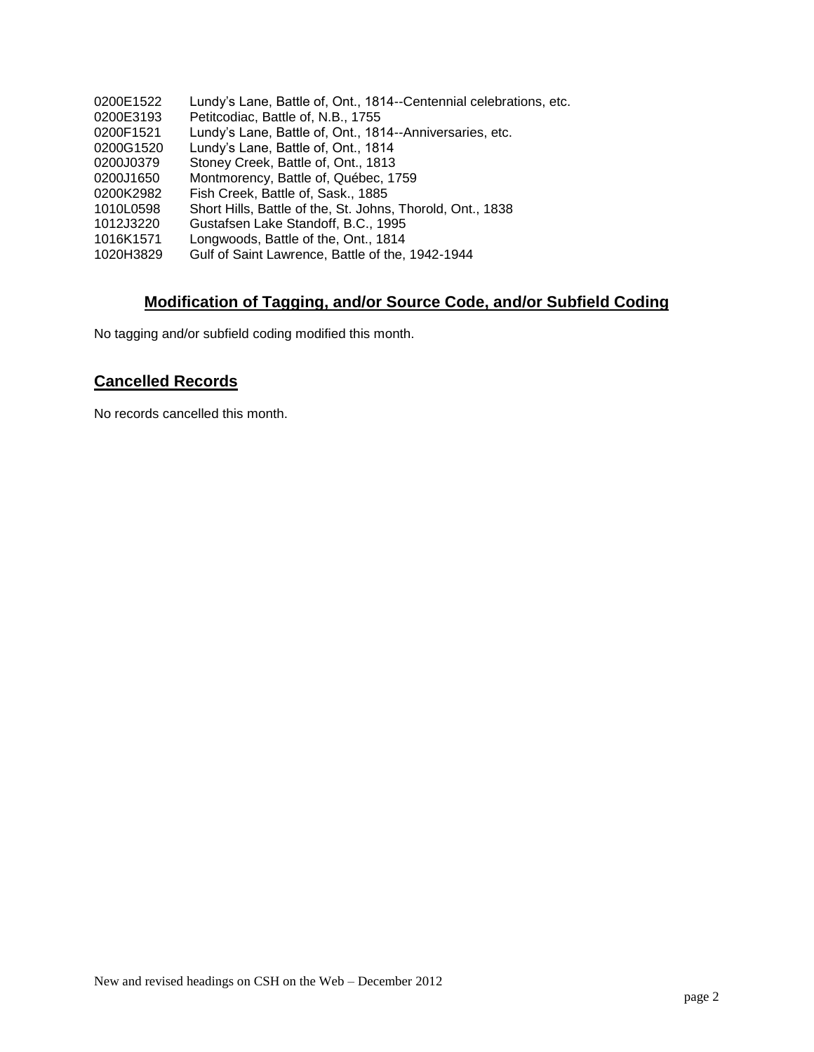0200E1522 Lundy's Lane, Battle of, Ont., 1814--Centennial celebrations, etc.
0200E3193 Petitcodiac, Battle of, N.B., 1755
0200F1521 Lundy's Lane, Battle of, Ont., 1814--Anniversaries, etc.
0200G1520 Lundy's Lane, Battle of, Ont., 1814
0200J0379 Stoney Creek, Battle of, Ont., 1813
0200J1650 Montmorency, Battle of, Québec, 1759
0200K2982 Fish Creek, Battle of, Sask., 1885
1010L0598 Short Hills, Battle of the, St. Johns, Thorold, Ont., 1838
1012J3220 Gustafsen Lake Standoff, B.C., 1995
1016K1571 Longwoods, Battle of the, Ont., 1814
1020H3829 Gulf of Saint Lawrence, Battle of the, 1942-1944

## Modification of Tagging, and/or Source Code, and/or Subfield Coding

No tagging and/or subfield coding modified this month.

## Cancelled Records

No records cancelled this month.